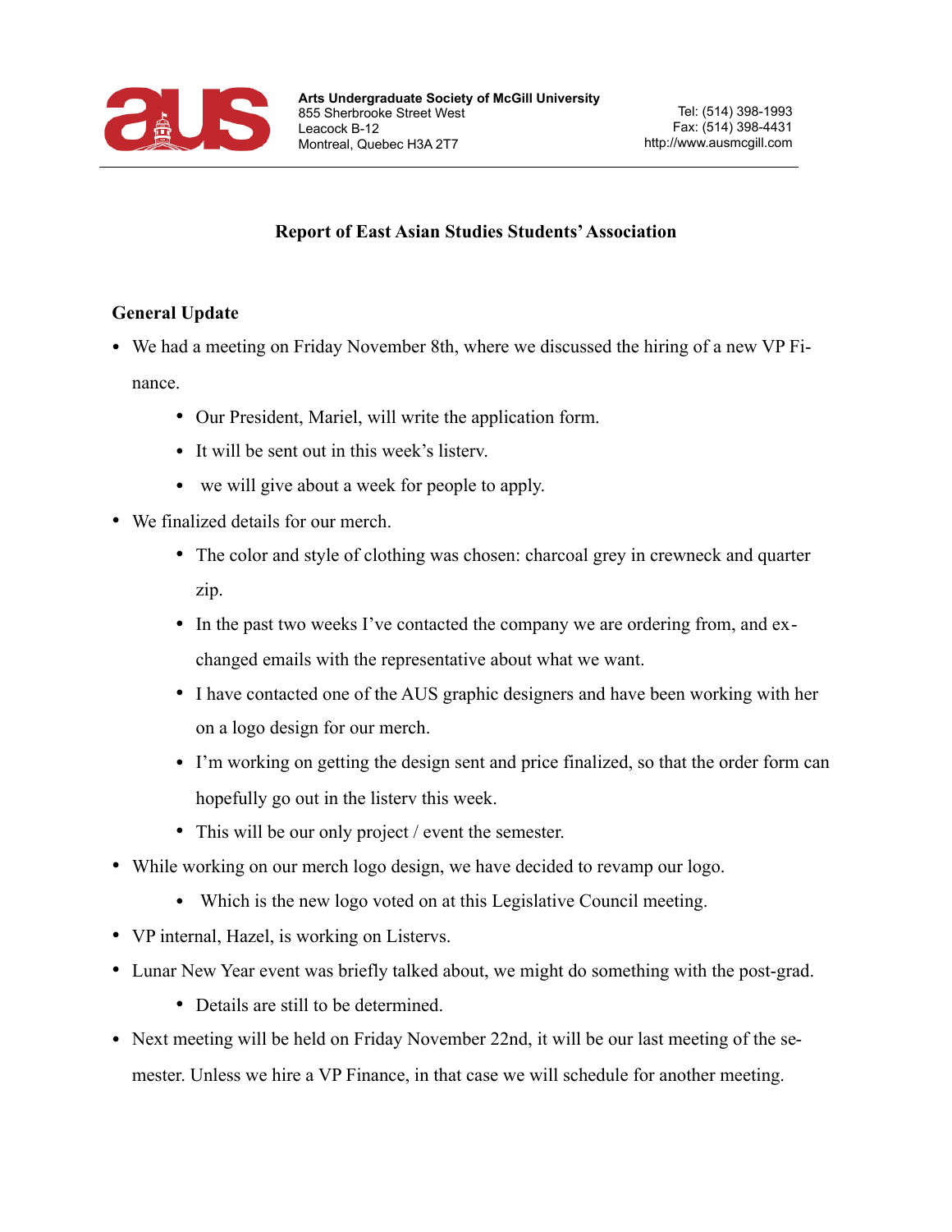Arts Undergraduate Society of McGill University
855 Sherbrooke Street West
Leacock B-12
Montreal, Quebec H3A 2T7

Tel: (514) 398-1993
Fax: (514) 398-4431
http://www.ausmcgill.com

# Report of East Asian Studies Students' Association

## General Update

- We had a meeting on Friday November 8th, where we discussed the hiring of a new VP Finance.
  - Our President, Mariel, will write the application form.
  - It will be sent out in this week's listerv.
  - we will give about a week for people to apply.
- We finalized details for our merch.
  - The color and style of clothing was chosen: charcoal grey in crewneck and quarter zip.
  - In the past two weeks I've contacted the company we are ordering from, and exchanged emails with the representative about what we want.
  - I have contacted one of the AUS graphic designers and have been working with her on a logo design for our merch.
  - I'm working on getting the design sent and price finalized, so that the order form can hopefully go out in the listerv this week.
  - This will be our only project / event the semester.
- While working on our merch logo design, we have decided to revamp our logo.
  - Which is the new logo voted on at this Legislative Council meeting.
- VP internal, Hazel, is working on Listervs.
- Lunar New Year event was briefly talked about, we might do something with the post-grad.
  - Details are still to be determined.
- Next meeting will be held on Friday November 22nd, it will be our last meeting of the semester. Unless we hire a VP Finance, in that case we will schedule for another meeting.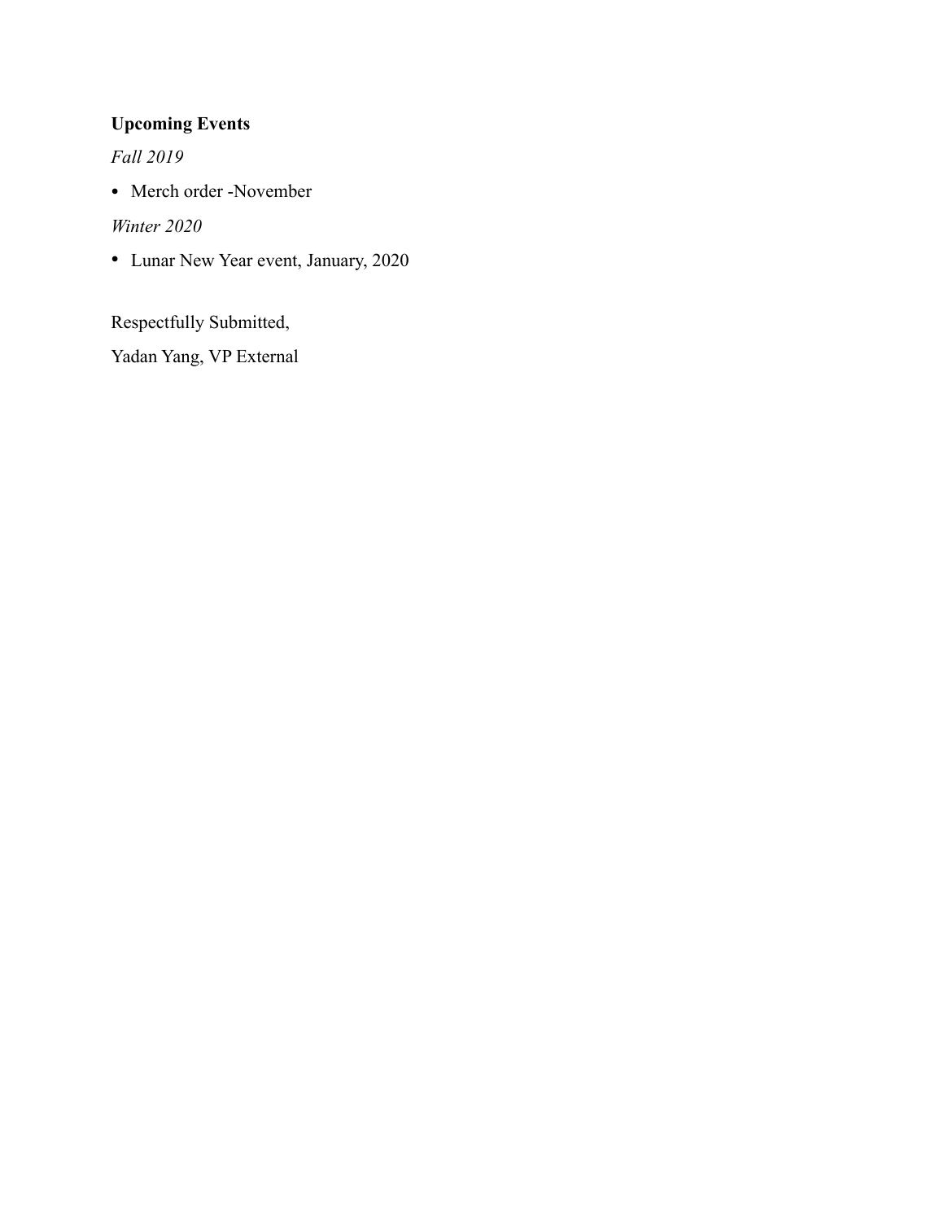**Upcoming Events**

*Fall 2019*

- Merch order -November

*Winter 2020*

- Lunar New Year event, January, 2020

Respectfully Submitted,

Yadan Yang, VP External